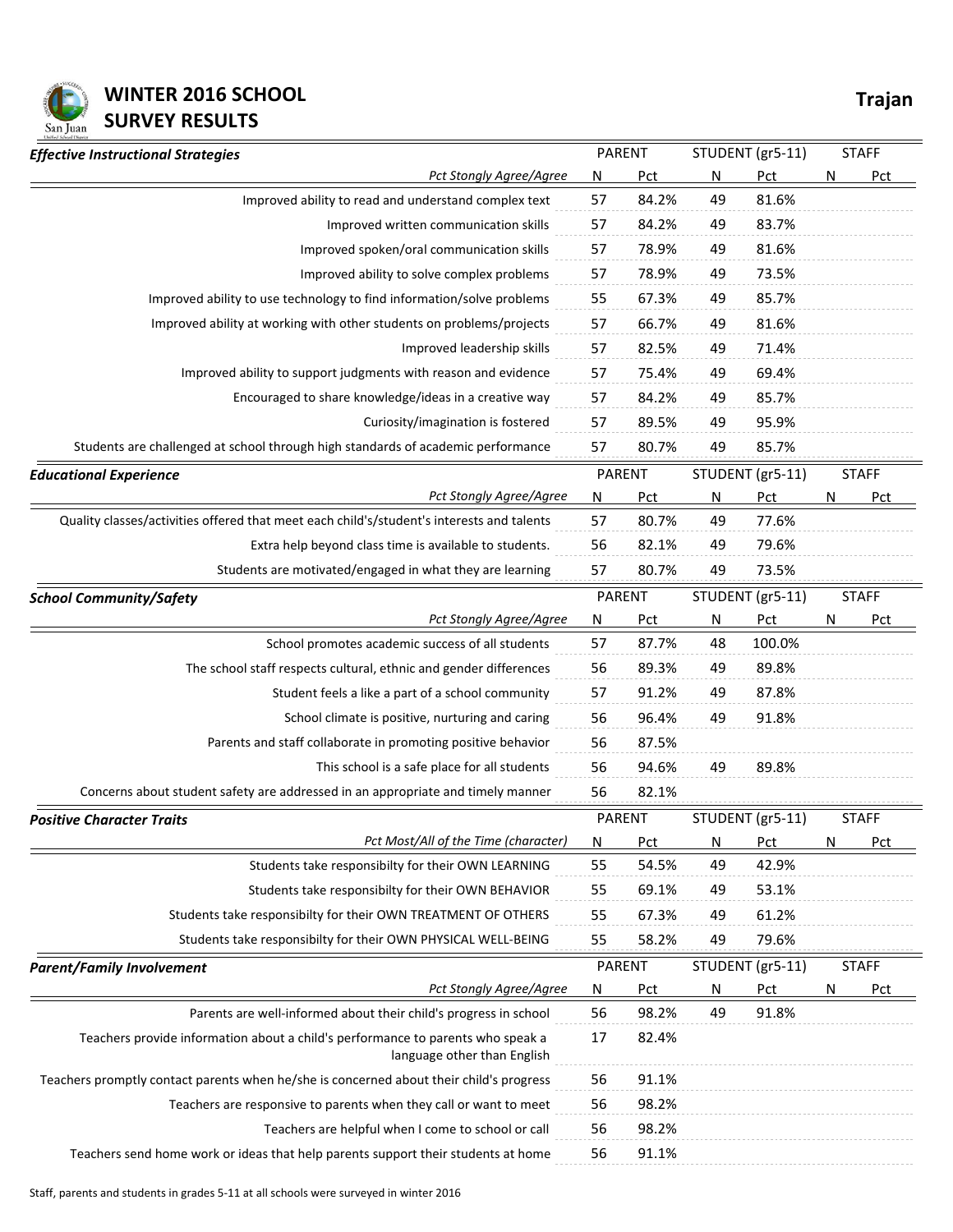# WINTER 2016 SCHOOL SURVEY RESULTS

**Trajan**

| *Effective Instructional Strategies* | PARENT | | STUDENT (gr5-11) | | STAFF | |
|---|---|---|---|---|---|---|
| *Pct Stongly Agree/Agree* | N | Pct | N | Pct | N | Pct |
| Improved ability to read and understand complex text | 57 | 84.2% | 49 | 81.6% | | |
| Improved written communication skills | 57 | 84.2% | 49 | 83.7% | | |
| Improved spoken/oral communication skills | 57 | 78.9% | 49 | 81.6% | | |
| Improved ability to solve complex problems | 57 | 78.9% | 49 | 73.5% | | |
| Improved ability to use technology to find information/solve problems | 55 | 67.3% | 49 | 85.7% | | |
| Improved ability at working with other students on problems/projects | 57 | 66.7% | 49 | 81.6% | | |
| Improved leadership skills | 57 | 82.5% | 49 | 71.4% | | |
| Improved ability to support judgments with reason and evidence | 57 | 75.4% | 49 | 69.4% | | |
| Encouraged to share knowledge/ideas in a creative way | 57 | 84.2% | 49 | 85.7% | | |
| Curiosity/imagination is fostered | 57 | 89.5% | 49 | 95.9% | | |
| Students are challenged at school through high standards of academic performance | 57 | 80.7% | 49 | 85.7% | | |

| *Educational Experience* | PARENT | | STUDENT (gr5-11) | | STAFF | |
|---|---|---|---|---|---|---|
| *Pct Stongly Agree/Agree* | N | Pct | N | Pct | N | Pct |
| Quality classes/activities offered that meet each child's/student's interests and talents | 57 | 80.7% | 49 | 77.6% | | |
| Extra help beyond class time is available to students. | 56 | 82.1% | 49 | 79.6% | | |
| Students are motivated/engaged in what they are learning | 57 | 80.7% | 49 | 73.5% | | |

| *School Community/Safety* | PARENT | | STUDENT (gr5-11) | | STAFF | |
|---|---|---|---|---|---|---|
| *Pct Stongly Agree/Agree* | N | Pct | N | Pct | N | Pct |
| School promotes academic success of all students | 57 | 87.7% | 48 | 100.0% | | |
| The school staff respects cultural, ethnic and gender differences | 56 | 89.3% | 49 | 89.8% | | |
| Student feels a like a part of a school community | 57 | 91.2% | 49 | 87.8% | | |
| School climate is positive, nurturing and caring | 56 | 96.4% | 49 | 91.8% | | |
| Parents and staff collaborate in promoting positive behavior | 56 | 87.5% | | | | |
| This school is a safe place for all students | 56 | 94.6% | 49 | 89.8% | | |
| Concerns about student safety are addressed in an appropriate and timely manner | 56 | 82.1% | | | | |

| *Positive Character Traits* | PARENT | | STUDENT (gr5-11) | | STAFF | |
|---|---|---|---|---|---|---|
| *Pct Most/All of the Time (character)* | N | Pct | N | Pct | N | Pct |
| Students take responsibilty for their OWN LEARNING | 55 | 54.5% | 49 | 42.9% | | |
| Students take responsibilty for their OWN BEHAVIOR | 55 | 69.1% | 49 | 53.1% | | |
| Students take responsibilty for their OWN TREATMENT OF OTHERS | 55 | 67.3% | 49 | 61.2% | | |
| Students take responsibilty for their OWN PHYSICAL WELL-BEING | 55 | 58.2% | 49 | 79.6% | | |

| *Parent/Family Involvement* | PARENT | | STUDENT (gr5-11) | | STAFF | |
|---|---|---|---|---|---|---|
| *Pct Stongly Agree/Agree* | N | Pct | N | Pct | N | Pct |
| Parents are well-informed about their child's progress in school | 56 | 98.2% | 49 | 91.8% | | |
| Teachers provide information about a child's performance to parents who speak a language other than English | 17 | 82.4% | | | | |
| Teachers promptly contact parents when he/she is concerned about their child's progress | 56 | 91.1% | | | | |
| Teachers are responsive to parents when they call or want to meet | 56 | 98.2% | | | | |
| Teachers are helpful when I come to school or call | 56 | 98.2% | | | | |
| Teachers send home work or ideas that help parents support their students at home | 56 | 91.1% | | | | |

Staff, parents and students in grades 5-11 at all schools were surveyed in winter 2016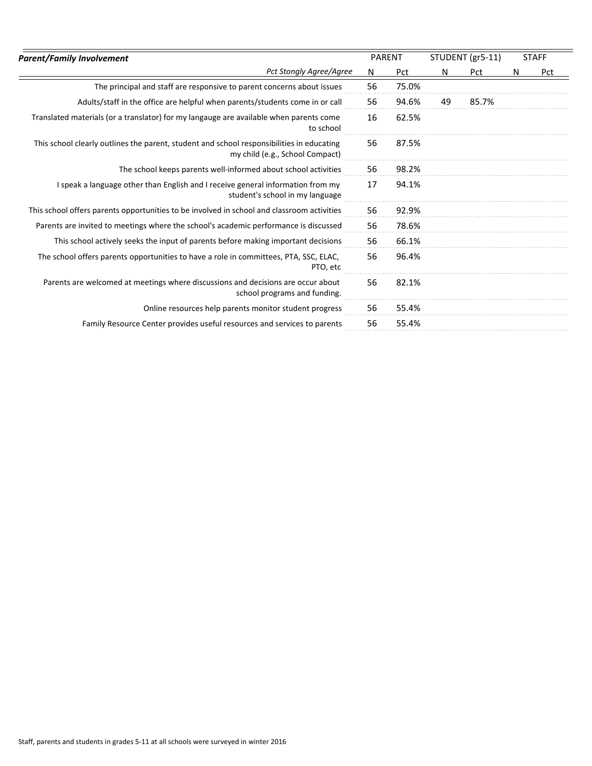| *Parent/Family Involvement* | PARENT | | STUDENT (gr5-11) | | STAFF | |
|---|---|---|---|---|---|---|
| *Pct Stongly Agree/Agree* | N | Pct | N | Pct | N | Pct |
| The principal and staff are responsive to parent concerns about issues | 56 | 75.0% | | | | |
| Adults/staff in the office are helpful when parents/students come in or call | 56 | 94.6% | 49 | 85.7% | | |
| Translated materials (or a translator) for my langauge are available when parents come to school | 16 | 62.5% | | | | |
| This school clearly outlines the parent, student and school responsibilities in educating my child (e.g., School Compact) | 56 | 87.5% | | | | |
| The school keeps parents well-informed about school activities | 56 | 98.2% | | | | |
| I speak a language other than English and I receive general information from my student's school in my language | 17 | 94.1% | | | | |
| This school offers parents opportunities to be involved in school and classroom activities | 56 | 92.9% | | | | |
| Parents are invited to meetings where the school's academic performance is discussed | 56 | 78.6% | | | | |
| This school actively seeks the input of parents before making important decisions | 56 | 66.1% | | | | |
| The school offers parents opportunities to have a role in committees, PTA, SSC, ELAC, PTO, etc | 56 | 96.4% | | | | |
| Parents are welcomed at meetings where discussions and decisions are occur about school programs and funding. | 56 | 82.1% | | | | |
| Online resources help parents monitor student progress | 56 | 55.4% | | | | |
| Family Resource Center provides useful resources and services to parents | 56 | 55.4% | | | | |

Staff, parents and students in grades 5-11 at all schools were surveyed in winter 2016